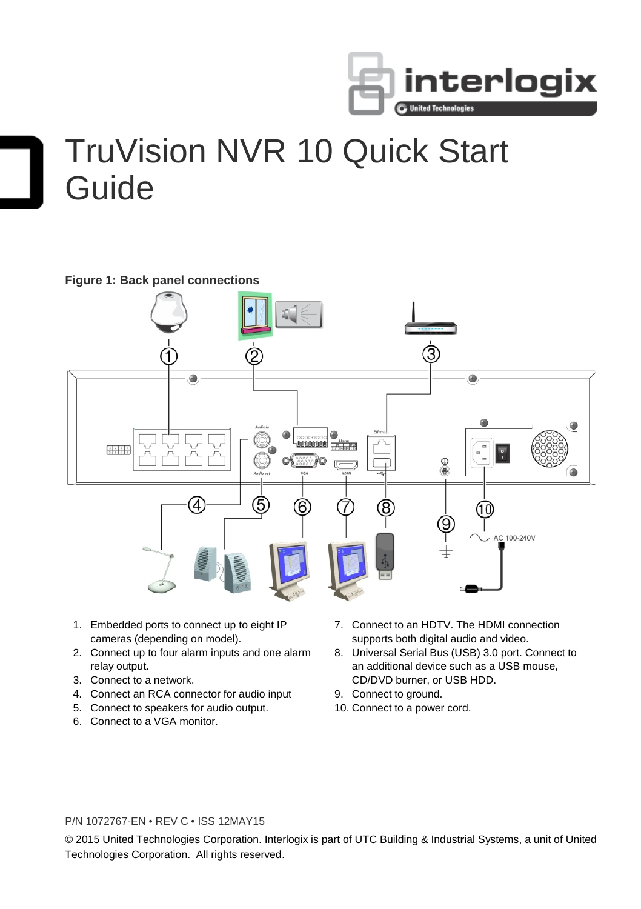# TruVision NVR 10 Quick Start Guide

**Figure 1: Back panel connections**

1. Embedded ports to connect up to eight IP cameras (depending on model).
2. Connect up to four alarm inputs and one alarm relay output.
3. Connect to a network.
4. Connect an RCA connector for audio input
5. Connect to speakers for audio output.
6. Connect to a VGA monitor.
7. Connect to an HDTV. The HDMI connection supports both digital audio and video.
8. Universal Serial Bus (USB) 3.0 port. Connect to an additional device such as a USB mouse, CD/DVD burner, or USB HDD.
9. Connect to ground.
10. Connect to a power cord.

P/N 1072767-EN • REV C • ISS 12MAY15

© 2015 United Technologies Corporation. Interlogix is part of UTC Building & Industrial Systems, a unit of United Technologies Corporation. All rights reserved.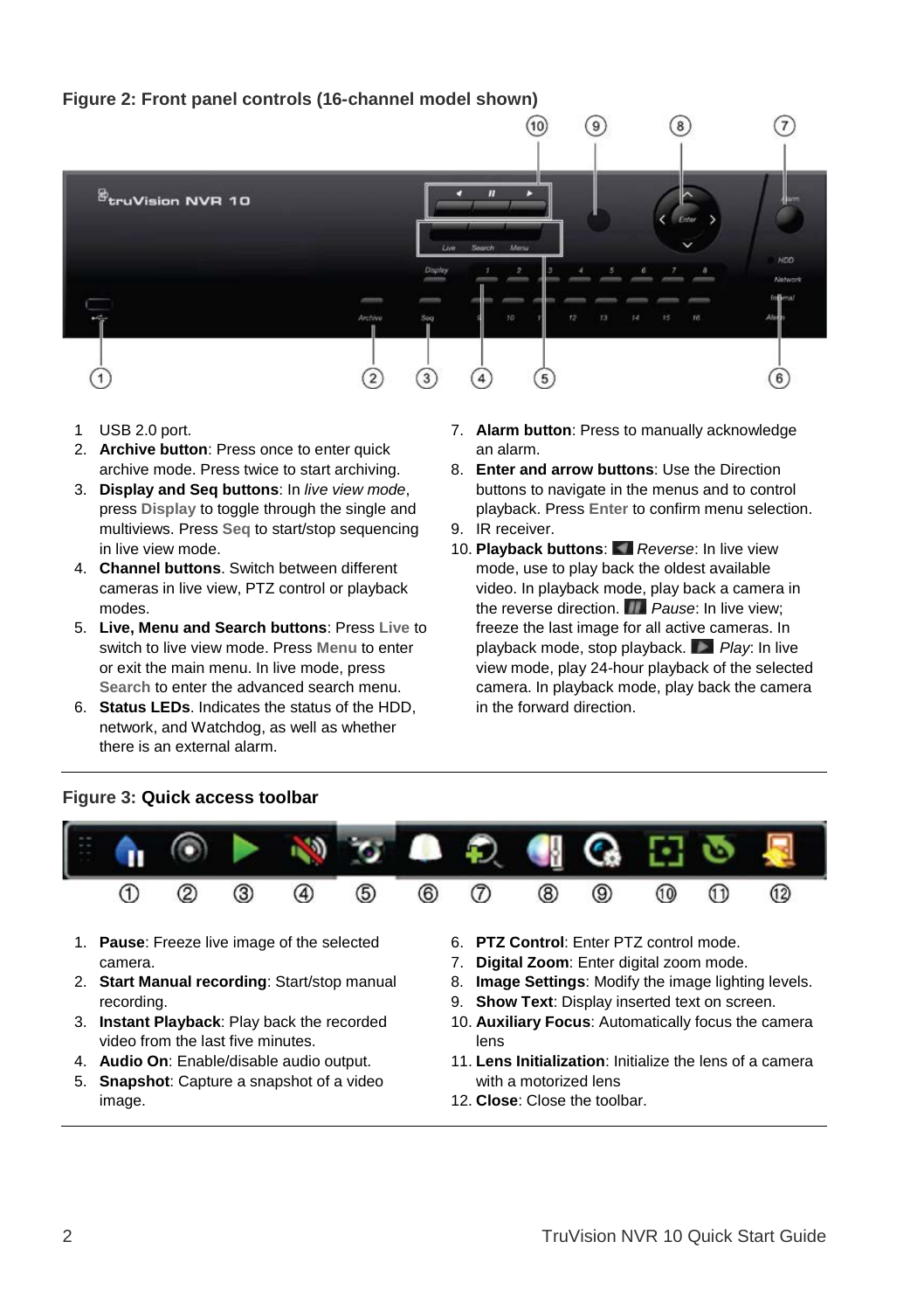**Figure 2: Front panel controls (16-channel model shown)**

1. USB 2.0 port.
2. **Archive button**: Press once to enter quick archive mode. Press twice to start archiving.
3. **Display and Seq buttons**: In *live view mode*, press **Display** to toggle through the single and multiviews. Press **Seq** to start/stop sequencing in live view mode.
4. **Channel buttons**. Switch between different cameras in live view, PTZ control or playback modes.
5. **Live, Menu and Search buttons**: Press **Live** to switch to live view mode. Press **Menu** to enter or exit the main menu. In live mode, press **Search** to enter the advanced search menu.
6. **Status LEDs**. Indicates the status of the HDD, network, and Watchdog, as well as whether there is an external alarm.
7. **Alarm button**: Press to manually acknowledge an alarm.
8. **Enter and arrow buttons**: Use the Direction buttons to navigate in the menus and to control playback. Press **Enter** to confirm menu selection.
9. IR receiver.
10. **Playback buttons**: *Reverse*: In live view mode, use to play back the oldest available video. In playback mode, play back a camera in the reverse direction. *Pause*: In live view; freeze the last image for all active cameras. In playback mode, stop playback. *Play*: In live view mode, play 24-hour playback of the selected camera. In playback mode, play back the camera in the forward direction.

**Figure 3: Quick access toolbar**

1. **Pause**: Freeze live image of the selected camera.
2. **Start Manual recording**: Start/stop manual recording.
3. **Instant Playback**: Play back the recorded video from the last five minutes.
4. **Audio On**: Enable/disable audio output.
5. **Snapshot**: Capture a snapshot of a video image.
6. **PTZ Control**: Enter PTZ control mode.
7. **Digital Zoom**: Enter digital zoom mode.
8. **Image Settings**: Modify the image lighting levels.
9. **Show Text**: Display inserted text on screen.
10. **Auxiliary Focus**: Automatically focus the camera lens
11. **Lens Initialization**: Initialize the lens of a camera with a motorized lens
12. **Close**: Close the toolbar.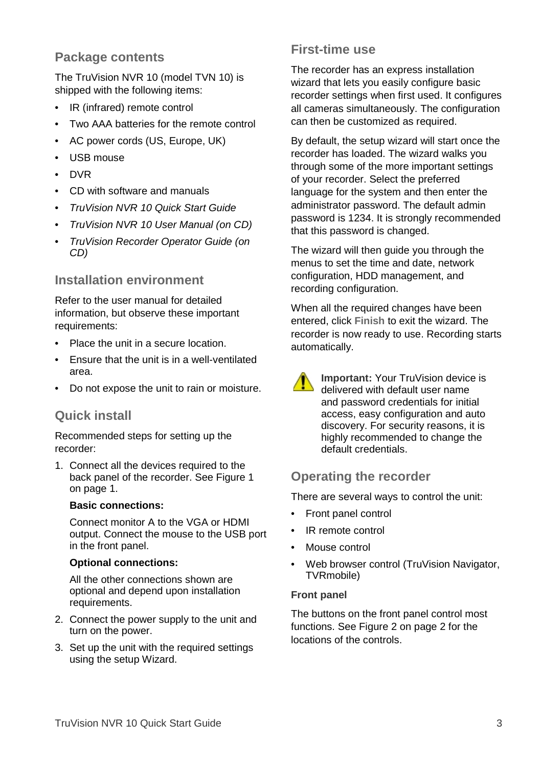## Package contents

The TruVision NVR 10 (model TVN 10) is shipped with the following items:

- IR (infrared) remote control
- Two AAA batteries for the remote control
- AC power cords (US, Europe, UK)
- USB mouse
- DVR
- CD with software and manuals
- *TruVision NVR 10 Quick Start Guide*
- *TruVision NVR 10 User Manual (on CD)*
- *TruVision Recorder Operator Guide (on CD)*

## Installation environment

Refer to the user manual for detailed information, but observe these important requirements:

- Place the unit in a secure location.
- Ensure that the unit is in a well-ventilated area.
- Do not expose the unit to rain or moisture.

## Quick install

Recommended steps for setting up the recorder:

1. Connect all the devices required to the back panel of the recorder. See Figure 1 on page 1.

   **Basic connections:**

   Connect monitor A to the VGA or HDMI output. Connect the mouse to the USB port in the front panel.

   **Optional connections:**

   All the other connections shown are optional and depend upon installation requirements.

2. Connect the power supply to the unit and turn on the power.
3. Set up the unit with the required settings using the setup Wizard.

## First-time use

The recorder has an express installation wizard that lets you easily configure basic recorder settings when first used. It configures all cameras simultaneously. The configuration can then be customized as required.

By default, the setup wizard will start once the recorder has loaded. The wizard walks you through some of the more important settings of your recorder. Select the preferred language for the system and then enter the administrator password. The default admin password is 1234. It is strongly recommended that this password is changed.

The wizard will then guide you through the menus to set the time and date, network configuration, HDD management, and recording configuration.

When all the required changes have been entered, click **Finish** to exit the wizard. The recorder is now ready to use. Recording starts automatically.

**Important:** Your TruVision device is delivered with default user name and password credentials for initial access, easy configuration and auto discovery. For security reasons, it is highly recommended to change the default credentials.

## Operating the recorder

There are several ways to control the unit:

- Front panel control
- IR remote control
- Mouse control
- Web browser control (TruVision Navigator, TVRmobile)

### Front panel

The buttons on the front panel control most functions. See Figure 2 on page 2 for the locations of the controls.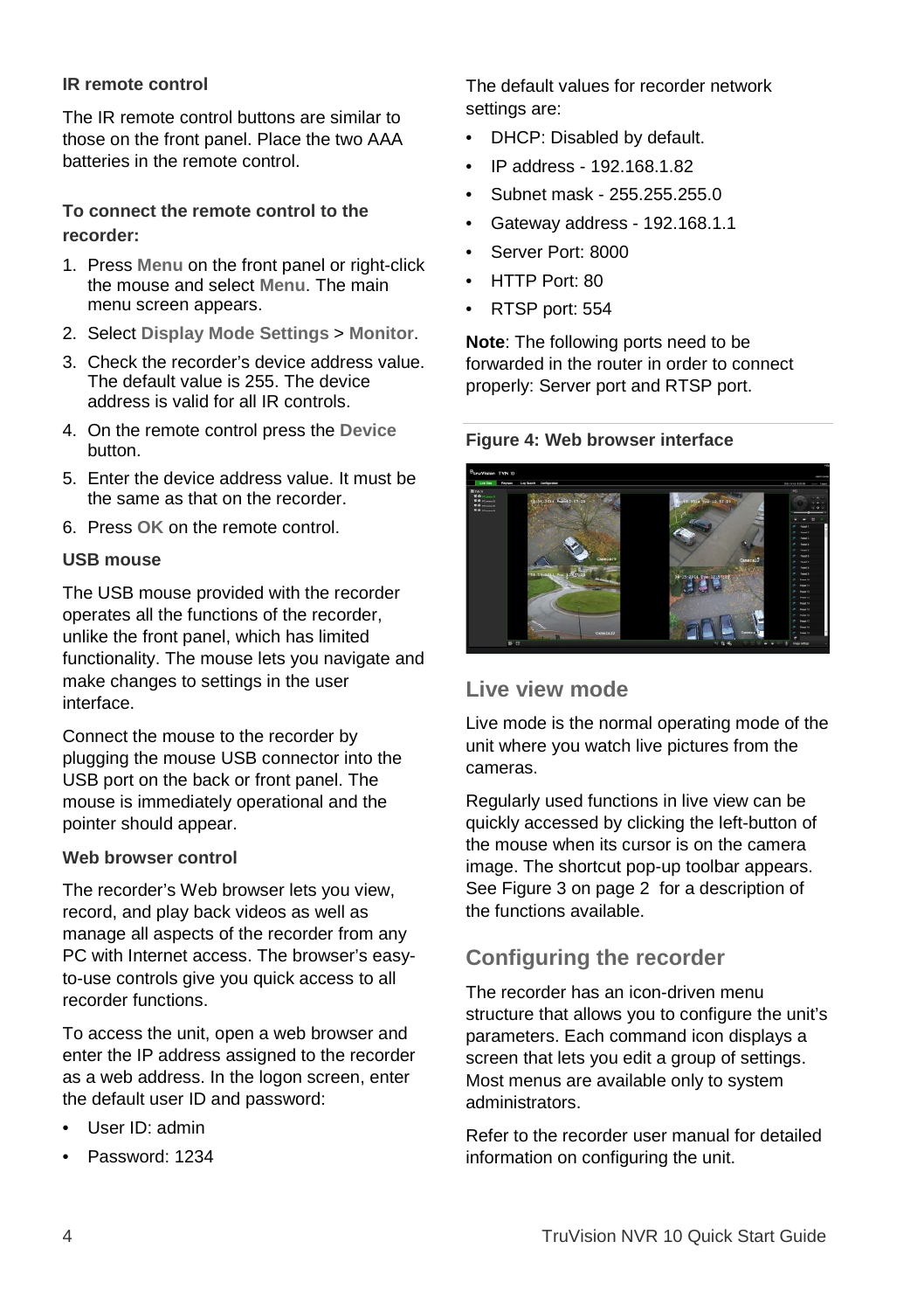### IR remote control

The IR remote control buttons are similar to those on the front panel. Place the two AAA batteries in the remote control.

**To connect the remote control to the recorder:**

1. Press **Menu** on the front panel or right-click the mouse and select **Menu**. The main menu screen appears.
2. Select **Display Mode Settings** > **Monitor**.
3. Check the recorder's device address value. The default value is 255. The device address is valid for all IR controls.
4. On the remote control press the **Device** button.
5. Enter the device address value. It must be the same as that on the recorder.
6. Press **OK** on the remote control.

### USB mouse

The USB mouse provided with the recorder operates all the functions of the recorder, unlike the front panel, which has limited functionality. The mouse lets you navigate and make changes to settings in the user interface.

Connect the mouse to the recorder by plugging the mouse USB connector into the USB port on the back or front panel. The mouse is immediately operational and the pointer should appear.

### Web browser control

The recorder's Web browser lets you view, record, and play back videos as well as manage all aspects of the recorder from any PC with Internet access. The browser's easy-to-use controls give you quick access to all recorder functions.

To access the unit, open a web browser and enter the IP address assigned to the recorder as a web address. In the logon screen, enter the default user ID and password:

- User ID: admin
- Password: 1234

The default values for recorder network settings are:

- DHCP: Disabled by default.
- IP address - 192.168.1.82
- Subnet mask - 255.255.255.0
- Gateway address - 192.168.1.1
- Server Port: 8000
- HTTP Port: 80
- RTSP port: 554

**Note**: The following ports need to be forwarded in the router in order to connect properly: Server port and RTSP port.

**Figure 4: Web browser interface**

## Live view mode

Live mode is the normal operating mode of the unit where you watch live pictures from the cameras.

Regularly used functions in live view can be quickly accessed by clicking the left-button of the mouse when its cursor is on the camera image. The shortcut pop-up toolbar appears. See Figure 3 on page 2 for a description of the functions available.

## Configuring the recorder

The recorder has an icon-driven menu structure that allows you to configure the unit's parameters. Each command icon displays a screen that lets you edit a group of settings. Most menus are available only to system administrators.

Refer to the recorder user manual for detailed information on configuring the unit.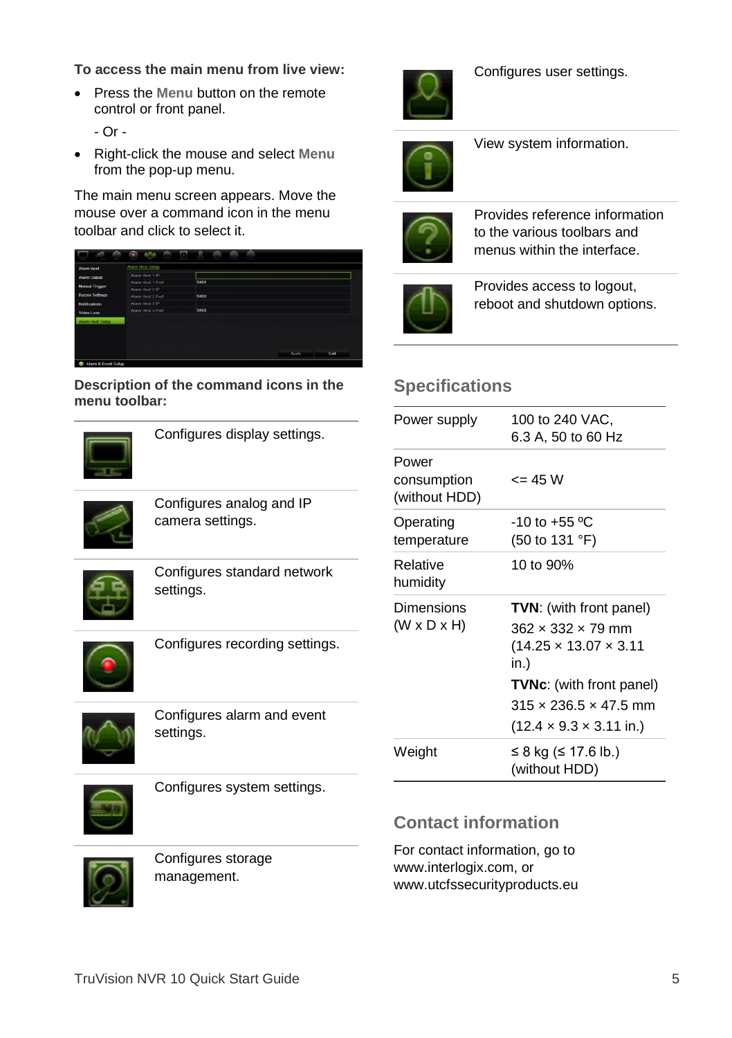**To access the main menu from live view:**

- Press the **Menu** button on the remote control or front panel.

  \- Or -

- Right-click the mouse and select **Menu** from the pop-up menu.

The main menu screen appears. Move the mouse over a command icon in the menu toolbar and click to select it.

**Description of the command icons in the menu toolbar:**

| | |
|---|---|
| | Configures display settings. |
| | Configures analog and IP camera settings. |
| | Configures standard network settings. |
| | Configures recording settings. |
| | Configures alarm and event settings. |
| | Configures system settings. |
| | Configures storage management. |
| | Configures user settings. |
| | View system information. |
| | Provides reference information to the various toolbars and menus within the interface. |
| | Provides access to logout, reboot and shutdown options. |

## Specifications

| | |
|---|---|
| Power supply | 100 to 240 VAC, 6.3 A, 50 to 60 Hz |
| Power consumption (without HDD) | <= 45 W |
| Operating temperature | -10 to +55 ºC (50 to 131 °F) |
| Relative humidity | 10 to 90% |
| Dimensions (W x D x H) | **TVN**: (with front panel) 362 × 332 × 79 mm (14.25 × 13.07 × 3.11 in.) **TVNc**: (with front panel) 315 × 236.5 × 47.5 mm (12.4 × 9.3 × 3.11 in.) |
| Weight | ≤ 8 kg (≤ 17.6 lb.) (without HDD) |

## Contact information

For contact information, go to www.interlogix.com, or www.utcfssecurityproducts.eu